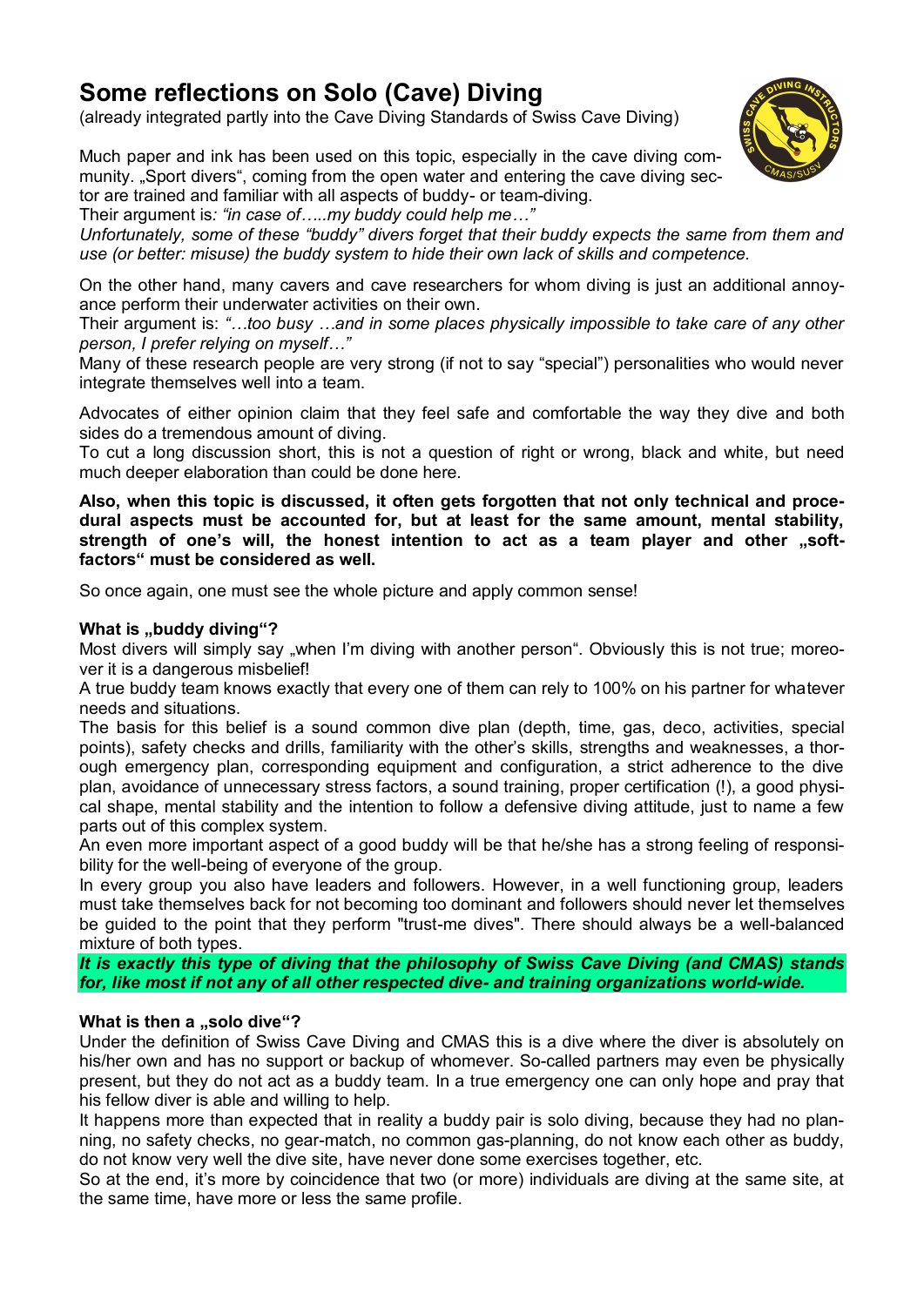# Some reflections on Solo (Cave) Diving

(already integrated partly into the Cave Diving Standards of Swiss Cave Diving)

Much paper and ink has been used on this topic, especially in the cave diving community. „Sport divers“, coming from the open water and entering the cave diving sector are trained and familiar with all aspects of buddy- or team-diving.

Their argument is*: “in case of…..my buddy could help me…”*

*Unfortunately, some of these “buddy” divers forget that their buddy expects the same from them and use (or better: misuse) the buddy system to hide their own lack of skills and competence.*

On the other hand, many cavers and cave researchers for whom diving is just an additional annoyance perform their underwater activities on their own.

Their argument is: *“…too busy …and in some places physically impossible to take care of any other person, I prefer relying on myself…”*

Many of these research people are very strong (if not to say “special”) personalities who would never integrate themselves well into a team.

Advocates of either opinion claim that they feel safe and comfortable the way they dive and both sides do a tremendous amount of diving.

To cut a long discussion short, this is not a question of right or wrong, black and white, but need much deeper elaboration than could be done here.

**Also, when this topic is discussed, it often gets forgotten that not only technical and procedural aspects must be accounted for, but at least for the same amount, mental stability, strength of one’s will, the honest intention to act as a team player and other „soft-factors“ must be considered as well.**

So once again, one must see the whole picture and apply common sense!

### What is „buddy diving“?

Most divers will simply say „when I’m diving with another person“. Obviously this is not true; moreover it is a dangerous misbelief!

A true buddy team knows exactly that every one of them can rely to 100% on his partner for whatever needs and situations.

The basis for this belief is a sound common dive plan (depth, time, gas, deco, activities, special points), safety checks and drills, familiarity with the other’s skills, strengths and weaknesses, a thorough emergency plan, corresponding equipment and configuration, a strict adherence to the dive plan, avoidance of unnecessary stress factors, a sound training, proper certification (!), a good physical shape, mental stability and the intention to follow a defensive diving attitude, just to name a few parts out of this complex system.

An even more important aspect of a good buddy will be that he/she has a strong feeling of responsibility for the well-being of everyone of the group.

In every group you also have leaders and followers. However, in a well functioning group, leaders must take themselves back for not becoming too dominant and followers should never let themselves be guided to the point that they perform "trust-me dives". There should always be a well-balanced mixture of both types.

***It is exactly this type of diving that the philosophy of Swiss Cave Diving (and CMAS) stands for, like most if not any of all other respected dive- and training organizations world-wide.***

### What is then a „solo dive“?

Under the definition of Swiss Cave Diving and CMAS this is a dive where the diver is absolutely on his/her own and has no support or backup of whomever. So-called partners may even be physically present, but they do not act as a buddy team. In a true emergency one can only hope and pray that his fellow diver is able and willing to help.

It happens more than expected that in reality a buddy pair is solo diving, because they had no planning, no safety checks, no gear-match, no common gas-planning, do not know each other as buddy, do not know very well the dive site, have never done some exercises together, etc.

So at the end, it’s more by coincidence that two (or more) individuals are diving at the same site, at the same time, have more or less the same profile.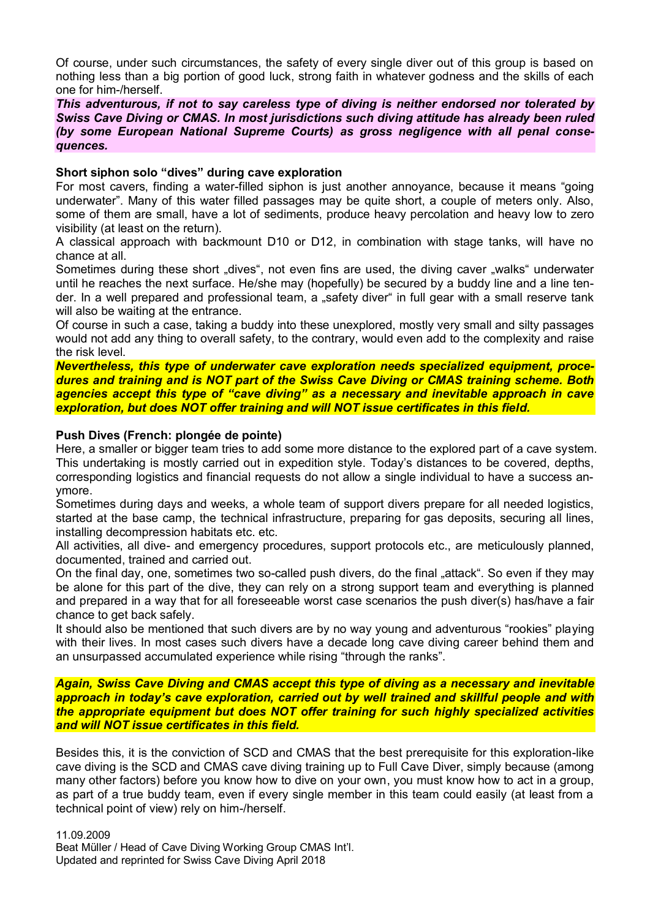Of course, under such circumstances, the safety of every single diver out of this group is based on nothing less than a big portion of good luck, strong faith in whatever godness and the skills of each one for him-/herself.

***This adventurous, if not to say careless type of diving is neither endorsed nor tolerated by Swiss Cave Diving or CMAS. In most jurisdictions such diving attitude has already been ruled (by some European National Supreme Courts) as gross negligence with all penal consequences.***

**Short siphon solo "dives" during cave exploration**

For most cavers, finding a water-filled siphon is just another annoyance, because it means "going underwater". Many of this water filled passages may be quite short, a couple of meters only. Also, some of them are small, have a lot of sediments, produce heavy percolation and heavy low to zero visibility (at least on the return).

A classical approach with backmount D10 or D12, in combination with stage tanks, will have no chance at all.

Sometimes during these short „dives", not even fins are used, the diving caver „walks" underwater until he reaches the next surface. He/she may (hopefully) be secured by a buddy line and a line tender. In a well prepared and professional team, a „safety diver" in full gear with a small reserve tank will also be waiting at the entrance.

Of course in such a case, taking a buddy into these unexplored, mostly very small and silty passages would not add any thing to overall safety, to the contrary, would even add to the complexity and raise the risk level.

***Nevertheless, this type of underwater cave exploration needs specialized equipment, procedures and training and is NOT part of the Swiss Cave Diving or CMAS training scheme. Both agencies accept this type of "cave diving" as a necessary and inevitable approach in cave exploration, but does NOT offer training and will NOT issue certificates in this field.***

**Push Dives (French: plongée de pointe)**

Here, a smaller or bigger team tries to add some more distance to the explored part of a cave system. This undertaking is mostly carried out in expedition style. Today's distances to be covered, depths, corresponding logistics and financial requests do not allow a single individual to have a success anymore.

Sometimes during days and weeks, a whole team of support divers prepare for all needed logistics, started at the base camp, the technical infrastructure, preparing for gas deposits, securing all lines, installing decompression habitats etc. etc.

All activities, all dive- and emergency procedures, support protocols etc., are meticulously planned, documented, trained and carried out.

On the final day, one, sometimes two so-called push divers, do the final „attack". So even if they may be alone for this part of the dive, they can rely on a strong support team and everything is planned and prepared in a way that for all foreseeable worst case scenarios the push diver(s) has/have a fair chance to get back safely.

It should also be mentioned that such divers are by no way young and adventurous "rookies" playing with their lives. In most cases such divers have a decade long cave diving career behind them and an unsurpassed accumulated experience while rising "through the ranks".

***Again, Swiss Cave Diving and CMAS accept this type of diving as a necessary and inevitable approach in today's cave exploration, carried out by well trained and skillful people and with the appropriate equipment but does NOT offer training for such highly specialized activities and will NOT issue certificates in this field.***

Besides this, it is the conviction of SCD and CMAS that the best prerequisite for this exploration-like cave diving is the SCD and CMAS cave diving training up to Full Cave Diver, simply because (among many other factors) before you know how to dive on your own, you must know how to act in a group, as part of a true buddy team, even if every single member in this team could easily (at least from a technical point of view) rely on him-/herself.

11.09.2009
Beat Müller / Head of Cave Diving Working Group CMAS Int'l.
Updated and reprinted for Swiss Cave Diving April 2018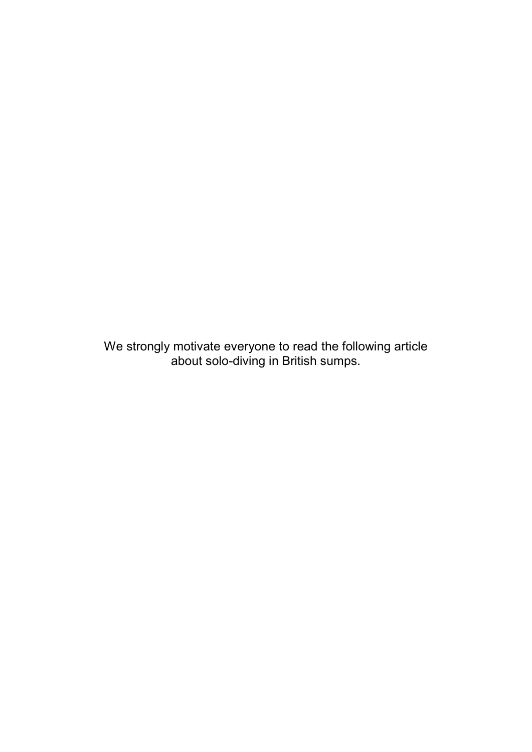We strongly motivate everyone to read the following article about solo-diving in British sumps.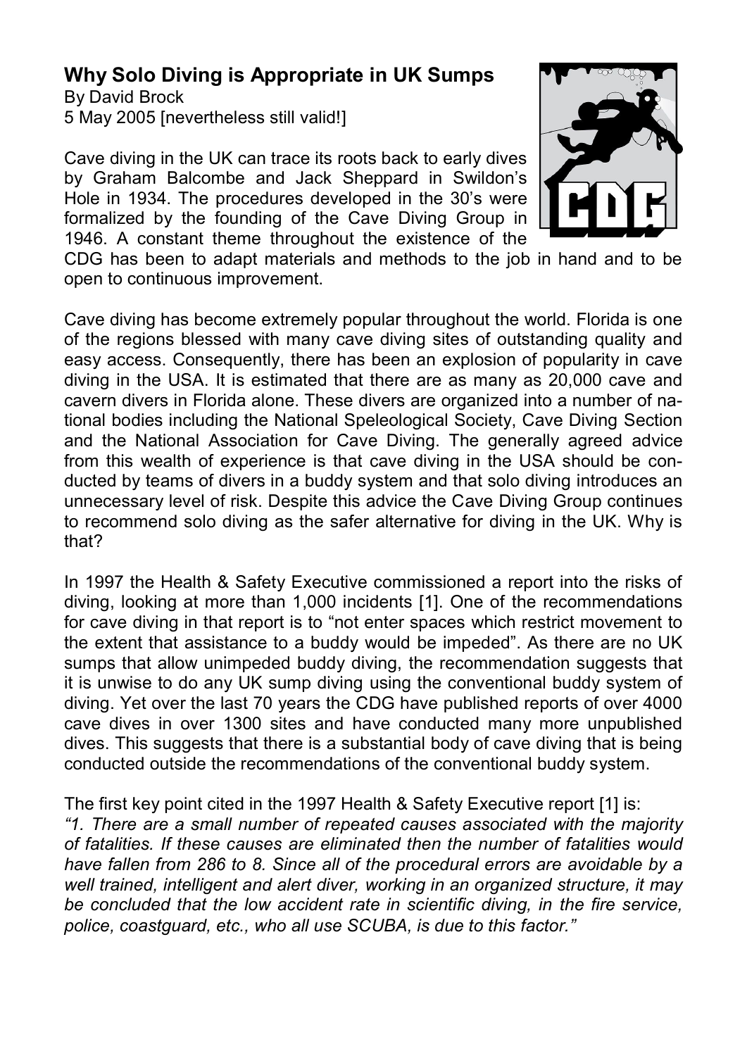## Why Solo Diving is Appropriate in UK Sumps

By David Brock
5 May 2005 [nevertheless still valid!]

Cave diving in the UK can trace its roots back to early dives by Graham Balcombe and Jack Sheppard in Swildon's Hole in 1934. The procedures developed in the 30's were formalized by the founding of the Cave Diving Group in 1946. A constant theme throughout the existence of the CDG has been to adapt materials and methods to the job in hand and to be open to continuous improvement.

Cave diving has become extremely popular throughout the world. Florida is one of the regions blessed with many cave diving sites of outstanding quality and easy access. Consequently, there has been an explosion of popularity in cave diving in the USA. It is estimated that there are as many as 20,000 cave and cavern divers in Florida alone. These divers are organized into a number of national bodies including the National Speleological Society, Cave Diving Section and the National Association for Cave Diving. The generally agreed advice from this wealth of experience is that cave diving in the USA should be conducted by teams of divers in a buddy system and that solo diving introduces an unnecessary level of risk. Despite this advice the Cave Diving Group continues to recommend solo diving as the safer alternative for diving in the UK. Why is that?

In 1997 the Health & Safety Executive commissioned a report into the risks of diving, looking at more than 1,000 incidents [1]. One of the recommendations for cave diving in that report is to "not enter spaces which restrict movement to the extent that assistance to a buddy would be impeded". As there are no UK sumps that allow unimpeded buddy diving, the recommendation suggests that it is unwise to do any UK sump diving using the conventional buddy system of diving. Yet over the last 70 years the CDG have published reports of over 4000 cave dives in over 1300 sites and have conducted many more unpublished dives. This suggests that there is a substantial body of cave diving that is being conducted outside the recommendations of the conventional buddy system.

The first key point cited in the 1997 Health & Safety Executive report [1] is:

*"1. There are a small number of repeated causes associated with the majority of fatalities. If these causes are eliminated then the number of fatalities would have fallen from 286 to 8. Since all of the procedural errors are avoidable by a well trained, intelligent and alert diver, working in an organized structure, it may be concluded that the low accident rate in scientific diving, in the fire service, police, coastguard, etc., who all use SCUBA, is due to this factor."*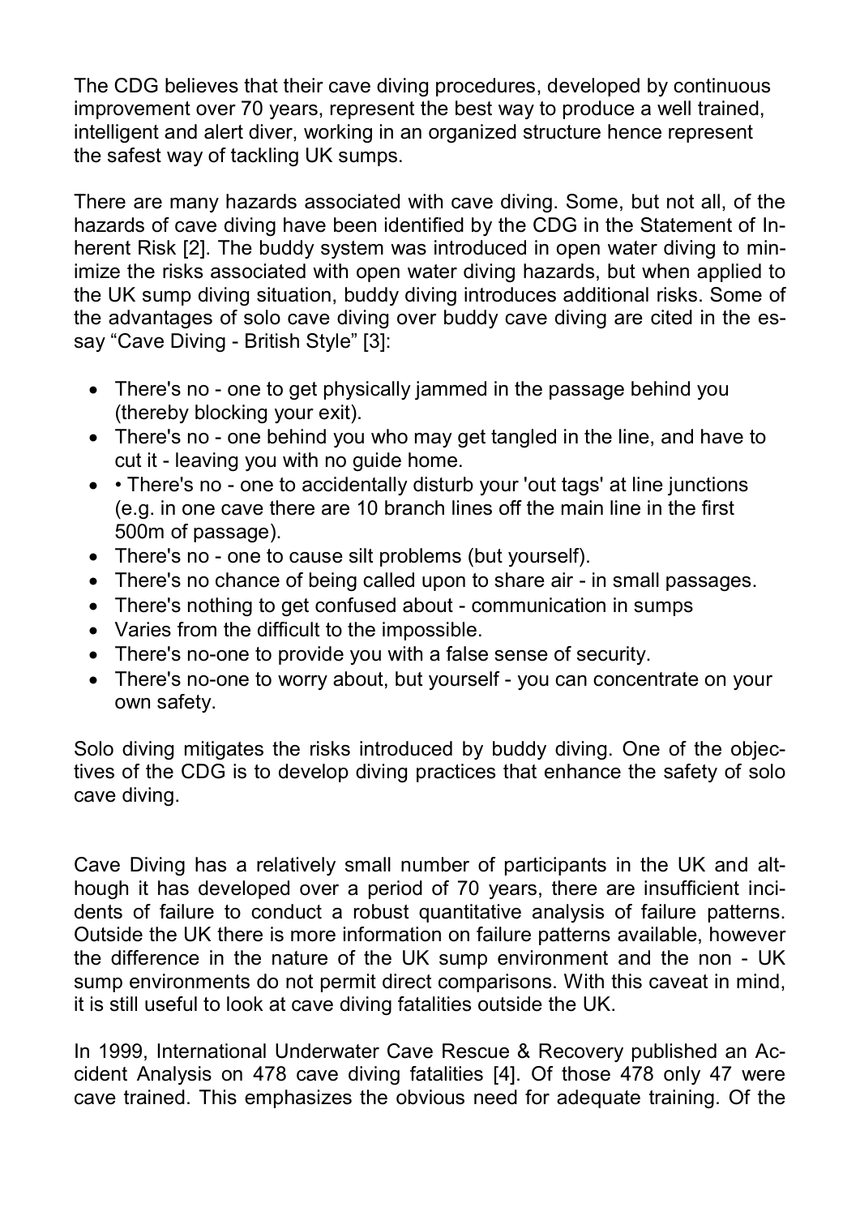The CDG believes that their cave diving procedures, developed by continuous improvement over 70 years, represent the best way to produce a well trained, intelligent and alert diver, working in an organized structure hence represent the safest way of tackling UK sumps.

There are many hazards associated with cave diving. Some, but not all, of the hazards of cave diving have been identified by the CDG in the Statement of Inherent Risk [2]. The buddy system was introduced in open water diving to minimize the risks associated with open water diving hazards, but when applied to the UK sump diving situation, buddy diving introduces additional risks. Some of the advantages of solo cave diving over buddy cave diving are cited in the essay “Cave Diving - British Style” [3]:

- There's no - one to get physically jammed in the passage behind you (thereby blocking your exit).
- There's no - one behind you who may get tangled in the line, and have to cut it - leaving you with no guide home.
- • There's no - one to accidentally disturb your 'out tags' at line junctions (e.g. in one cave there are 10 branch lines off the main line in the first 500m of passage).
- There's no - one to cause silt problems (but yourself).
- There's no chance of being called upon to share air - in small passages.
- There's nothing to get confused about - communication in sumps
- Varies from the difficult to the impossible.
- There's no-one to provide you with a false sense of security.
- There's no-one to worry about, but yourself - you can concentrate on your own safety.

Solo diving mitigates the risks introduced by buddy diving. One of the objectives of the CDG is to develop diving practices that enhance the safety of solo cave diving.

Cave Diving has a relatively small number of participants in the UK and although it has developed over a period of 70 years, there are insufficient incidents of failure to conduct a robust quantitative analysis of failure patterns. Outside the UK there is more information on failure patterns available, however the difference in the nature of the UK sump environment and the non - UK sump environments do not permit direct comparisons. With this caveat in mind, it is still useful to look at cave diving fatalities outside the UK.

In 1999, International Underwater Cave Rescue & Recovery published an Accident Analysis on 478 cave diving fatalities [4]. Of those 478 only 47 were cave trained. This emphasizes the obvious need for adequate training. Of the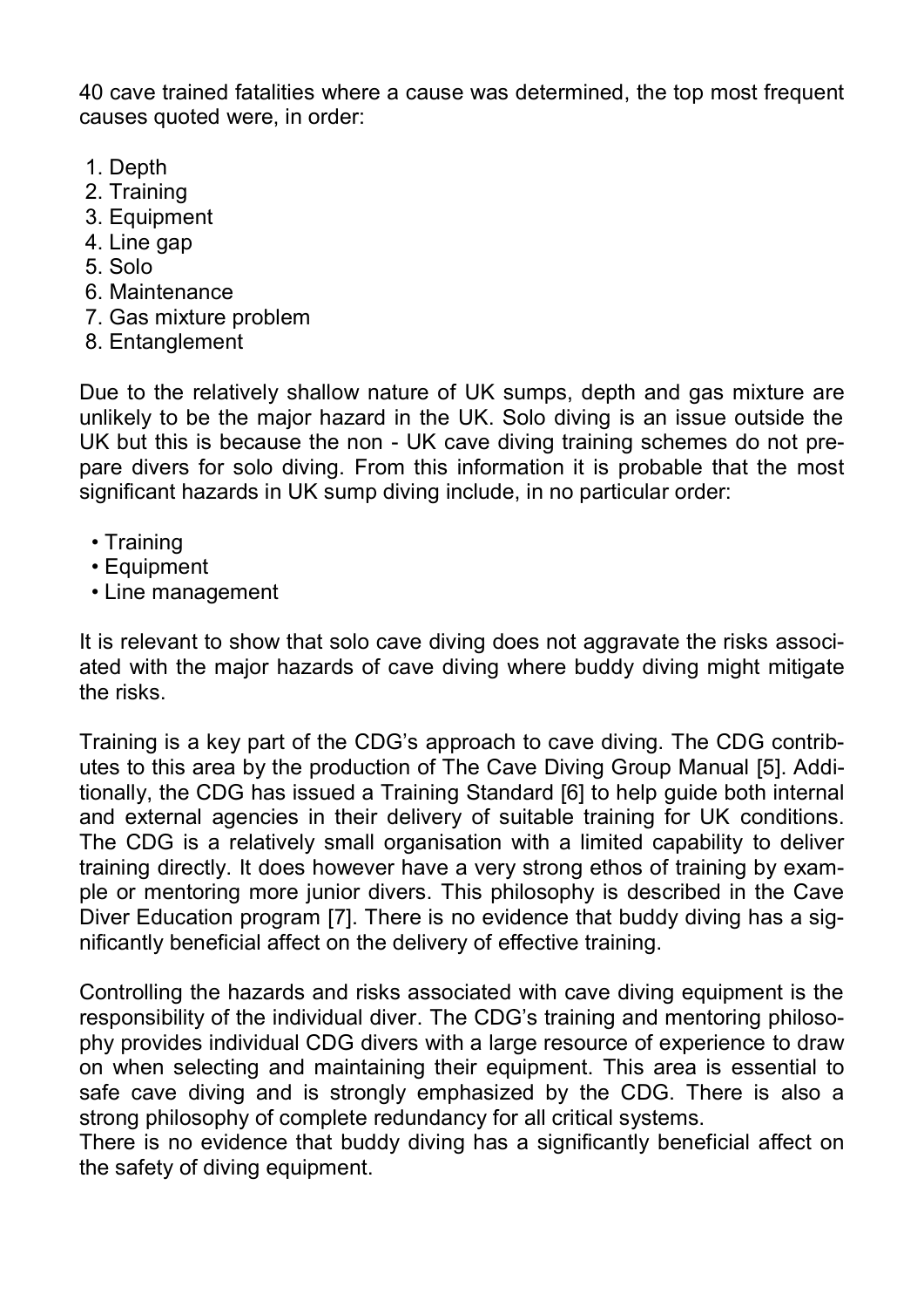40 cave trained fatalities where a cause was determined, the top most frequent causes quoted were, in order:

1. Depth
2. Training
3. Equipment
4. Line gap
5. Solo
6. Maintenance
7. Gas mixture problem
8. Entanglement

Due to the relatively shallow nature of UK sumps, depth and gas mixture are unlikely to be the major hazard in the UK. Solo diving is an issue outside the UK but this is because the non - UK cave diving training schemes do not prepare divers for solo diving. From this information it is probable that the most significant hazards in UK sump diving include, in no particular order:

- Training
- Equipment
- Line management

It is relevant to show that solo cave diving does not aggravate the risks associated with the major hazards of cave diving where buddy diving might mitigate the risks.

Training is a key part of the CDG's approach to cave diving. The CDG contributes to this area by the production of The Cave Diving Group Manual [5]. Additionally, the CDG has issued a Training Standard [6] to help guide both internal and external agencies in their delivery of suitable training for UK conditions. The CDG is a relatively small organisation with a limited capability to deliver training directly. It does however have a very strong ethos of training by example or mentoring more junior divers. This philosophy is described in the Cave Diver Education program [7]. There is no evidence that buddy diving has a significantly beneficial affect on the delivery of effective training.

Controlling the hazards and risks associated with cave diving equipment is the responsibility of the individual diver. The CDG's training and mentoring philosophy provides individual CDG divers with a large resource of experience to draw on when selecting and maintaining their equipment. This area is essential to safe cave diving and is strongly emphasized by the CDG. There is also a strong philosophy of complete redundancy for all critical systems.
There is no evidence that buddy diving has a significantly beneficial affect on the safety of diving equipment.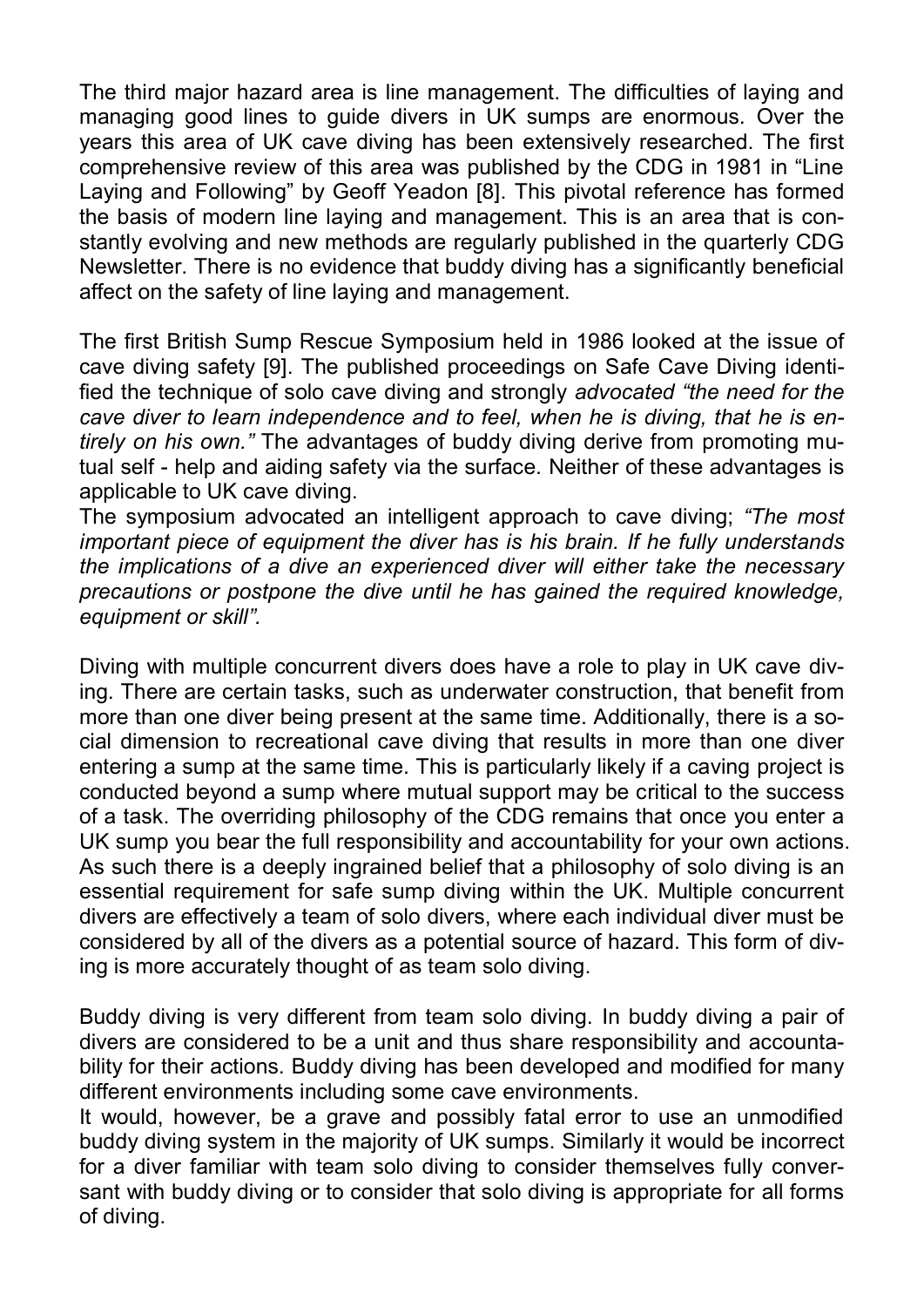The third major hazard area is line management. The difficulties of laying and managing good lines to guide divers in UK sumps are enormous. Over the years this area of UK cave diving has been extensively researched. The first comprehensive review of this area was published by the CDG in 1981 in "Line Laying and Following" by Geoff Yeadon [8]. This pivotal reference has formed the basis of modern line laying and management. This is an area that is constantly evolving and new methods are regularly published in the quarterly CDG Newsletter. There is no evidence that buddy diving has a significantly beneficial affect on the safety of line laying and management.

The first British Sump Rescue Symposium held in 1986 looked at the issue of cave diving safety [9]. The published proceedings on Safe Cave Diving identified the technique of solo cave diving and strongly *advocated "the need for the cave diver to learn independence and to feel, when he is diving, that he is entirely on his own."* The advantages of buddy diving derive from promoting mutual self - help and aiding safety via the surface. Neither of these advantages is applicable to UK cave diving.
The symposium advocated an intelligent approach to cave diving; *"The most important piece of equipment the diver has is his brain. If he fully understands the implications of a dive an experienced diver will either take the necessary precautions or postpone the dive until he has gained the required knowledge, equipment or skill".*

Diving with multiple concurrent divers does have a role to play in UK cave diving. There are certain tasks, such as underwater construction, that benefit from more than one diver being present at the same time. Additionally, there is a social dimension to recreational cave diving that results in more than one diver entering a sump at the same time. This is particularly likely if a caving project is conducted beyond a sump where mutual support may be critical to the success of a task. The overriding philosophy of the CDG remains that once you enter a UK sump you bear the full responsibility and accountability for your own actions. As such there is a deeply ingrained belief that a philosophy of solo diving is an essential requirement for safe sump diving within the UK. Multiple concurrent divers are effectively a team of solo divers, where each individual diver must be considered by all of the divers as a potential source of hazard. This form of diving is more accurately thought of as team solo diving.

Buddy diving is very different from team solo diving. In buddy diving a pair of divers are considered to be a unit and thus share responsibility and accountability for their actions. Buddy diving has been developed and modified for many different environments including some cave environments.
It would, however, be a grave and possibly fatal error to use an unmodified buddy diving system in the majority of UK sumps. Similarly it would be incorrect for a diver familiar with team solo diving to consider themselves fully conversant with buddy diving or to consider that solo diving is appropriate for all forms of diving.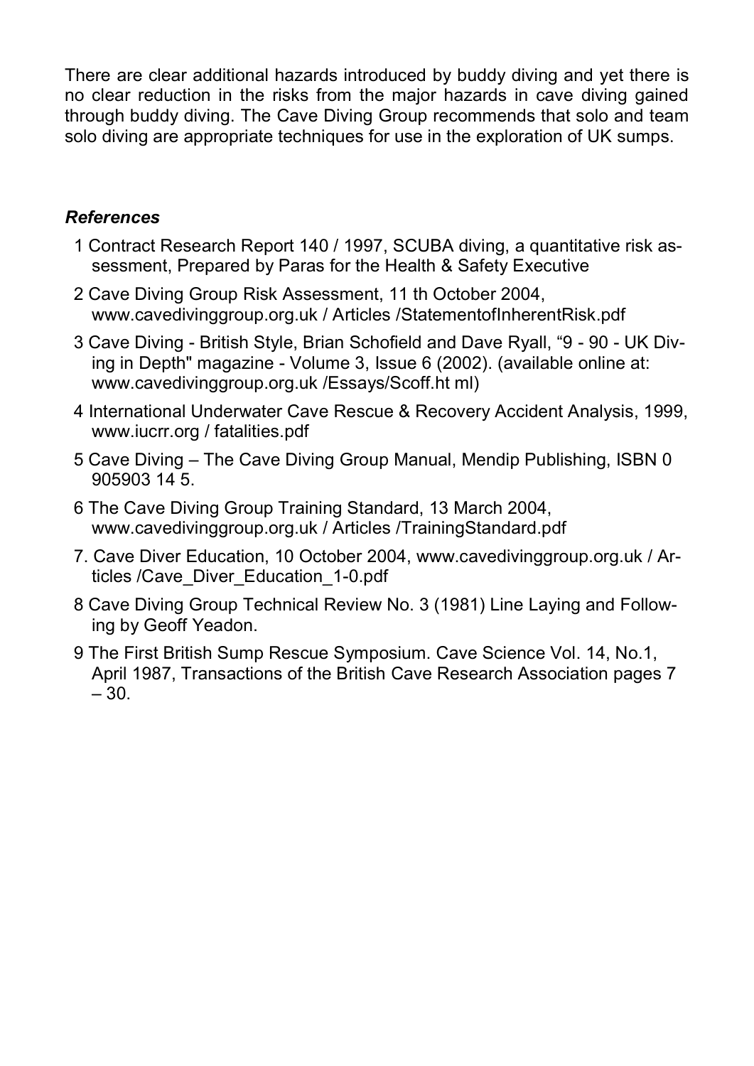There are clear additional hazards introduced by buddy diving and yet there is no clear reduction in the risks from the major hazards in cave diving gained through buddy diving. The Cave Diving Group recommends that solo and team solo diving are appropriate techniques for use in the exploration of UK sumps.

### *References*

1 Contract Research Report 140 / 1997, SCUBA diving, a quantitative risk assessment, Prepared by Paras for the Health & Safety Executive

2 Cave Diving Group Risk Assessment, 11 th October 2004, www.cavedivinggroup.org.uk / Articles /StatementofInherentRisk.pdf

3 Cave Diving - British Style, Brian Schofield and Dave Ryall, “9 - 90 - UK Diving in Depth" magazine - Volume 3, Issue 6 (2002). (available online at: www.cavedivinggroup.org.uk /Essays/Scoff.ht ml)

4 International Underwater Cave Rescue & Recovery Accident Analysis, 1999, www.iucrr.org / fatalities.pdf

5 Cave Diving – The Cave Diving Group Manual, Mendip Publishing, ISBN 0 905903 14 5.

6 The Cave Diving Group Training Standard, 13 March 2004, www.cavedivinggroup.org.uk / Articles /TrainingStandard.pdf

7. Cave Diver Education, 10 October 2004, www.cavedivinggroup.org.uk / Articles /Cave_Diver_Education_1-0.pdf

8 Cave Diving Group Technical Review No. 3 (1981) Line Laying and Following by Geoff Yeadon.

9 The First British Sump Rescue Symposium. Cave Science Vol. 14, No.1, April 1987, Transactions of the British Cave Research Association pages 7 – 30.